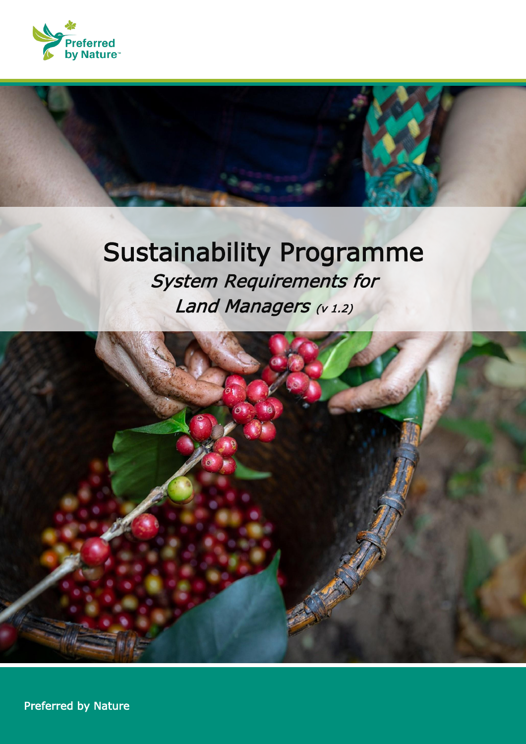Preferred by Nature

# Sustainability Programme

*System Requirements for*

*Land Managers* *(v 1.2)*

Preferred by Nature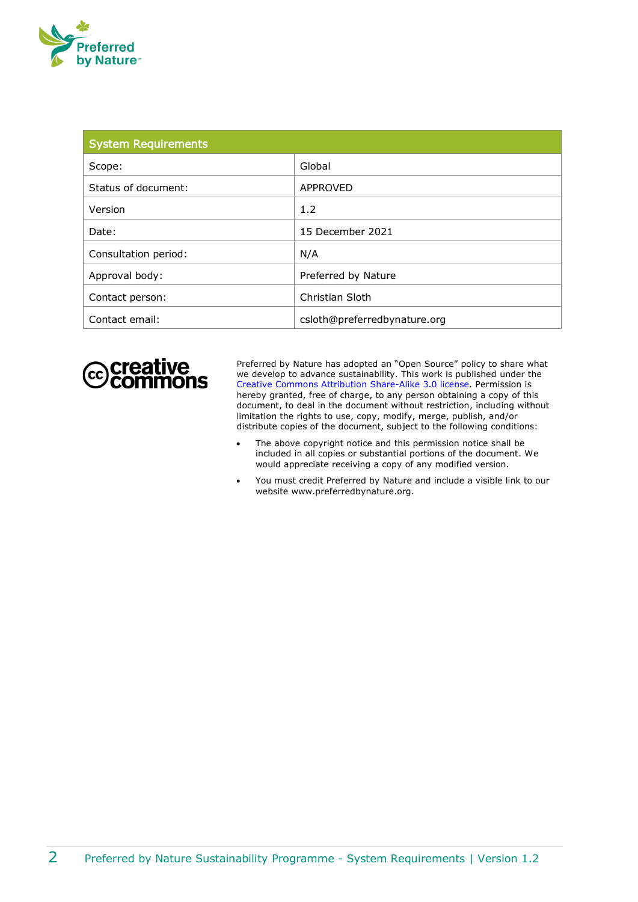| System Requirements | |
|---|---|
| Scope: | Global |
| Status of document: | APPROVED |
| Version | 1.2 |
| Date: | 15 December 2021 |
| Consultation period: | N/A |
| Approval body: | Preferred by Nature |
| Contact person: | Christian Sloth |
| Contact email: | csloth@preferredbynature.org |

Preferred by Nature has adopted an "Open Source" policy to share what we develop to advance sustainability. This work is published under the Creative Commons Attribution Share-Alike 3.0 license. Permission is hereby granted, free of charge, to any person obtaining a copy of this document, to deal in the document without restriction, including without limitation the rights to use, copy, modify, merge, publish, and/or distribute copies of the document, subject to the following conditions:

- The above copyright notice and this permission notice shall be included in all copies or substantial portions of the document. We would appreciate receiving a copy of any modified version.
- You must credit Preferred by Nature and include a visible link to our website www.preferredbynature.org.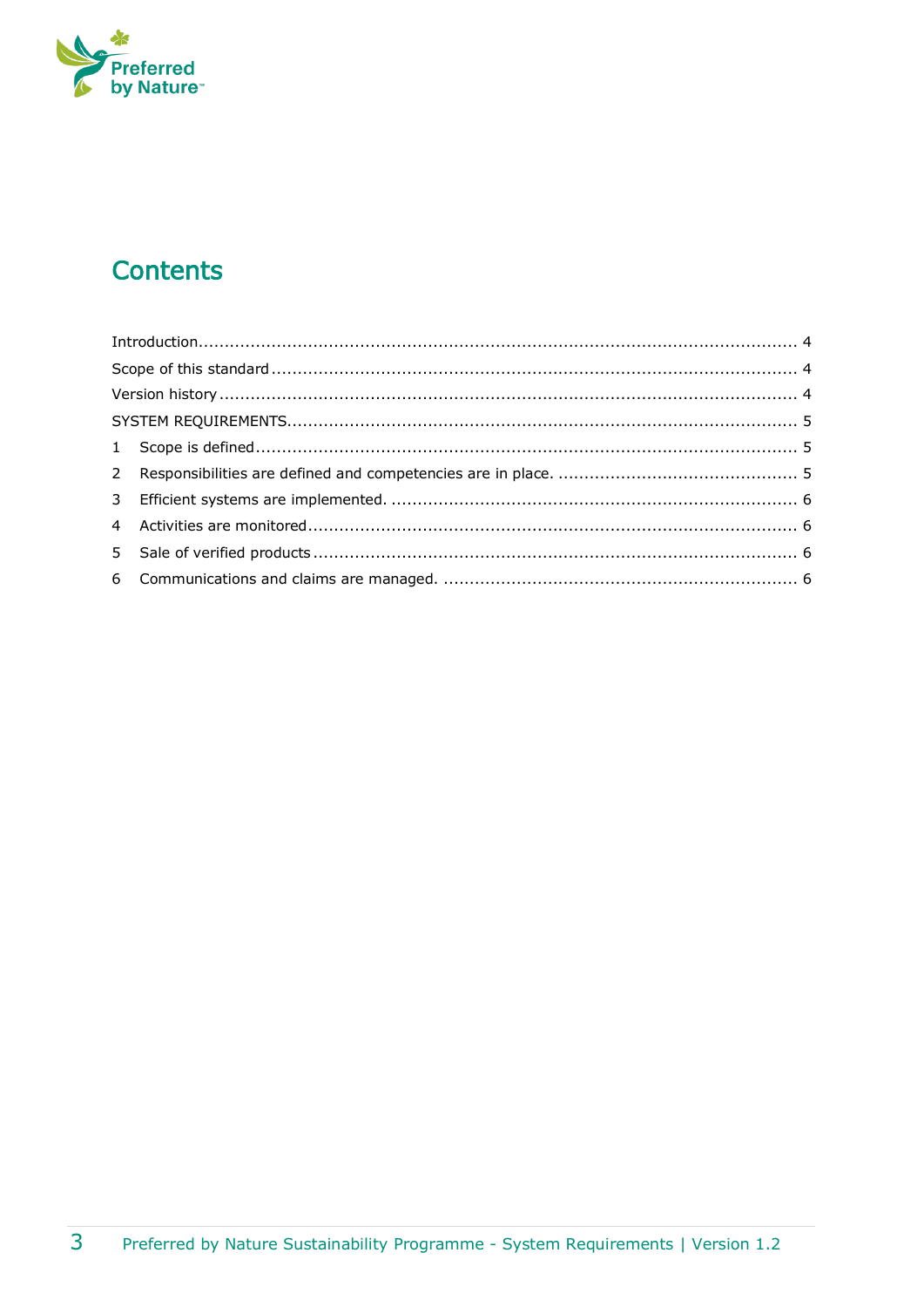# Contents

Introduction .................................................................................................................... 4

Scope of this standard .................................................................................................... 4

Version history ................................................................................................................ 4

SYSTEM REQUIREMENTS ................................................................................................. 5

1 Scope is defined ........................................................................................................ 5

2 Responsibilities are defined and competencies are in place. .............................................. 5

3 Efficient systems are implemented. .............................................................................. 6

4 Activities are monitored ............................................................................................. 6

5 Sale of verified products ............................................................................................ 6

6 Communications and claims are managed. ................................................................... 6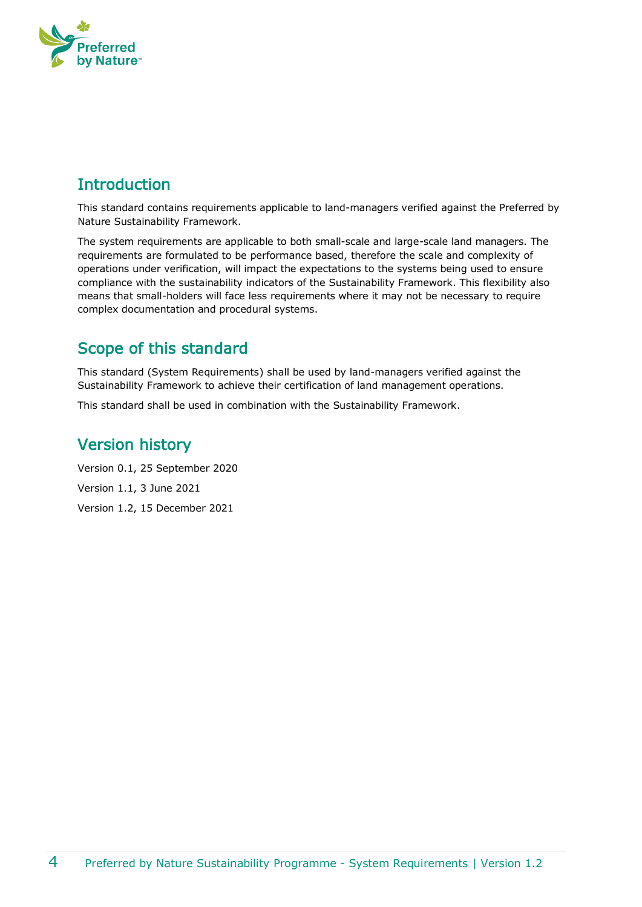## Introduction

This standard contains requirements applicable to land-managers verified against the Preferred by Nature Sustainability Framework.

The system requirements are applicable to both small-scale and large-scale land managers. The requirements are formulated to be performance based, therefore the scale and complexity of operations under verification, will impact the expectations to the systems being used to ensure compliance with the sustainability indicators of the Sustainability Framework. This flexibility also means that small-holders will face less requirements where it may not be necessary to require complex documentation and procedural systems.

## Scope of this standard

This standard (System Requirements) shall be used by land-managers verified against the Sustainability Framework to achieve their certification of land management operations.

This standard shall be used in combination with the Sustainability Framework.

## Version history

Version 0.1, 25 September 2020

Version 1.1, 3 June 2021

Version 1.2, 15 December 2021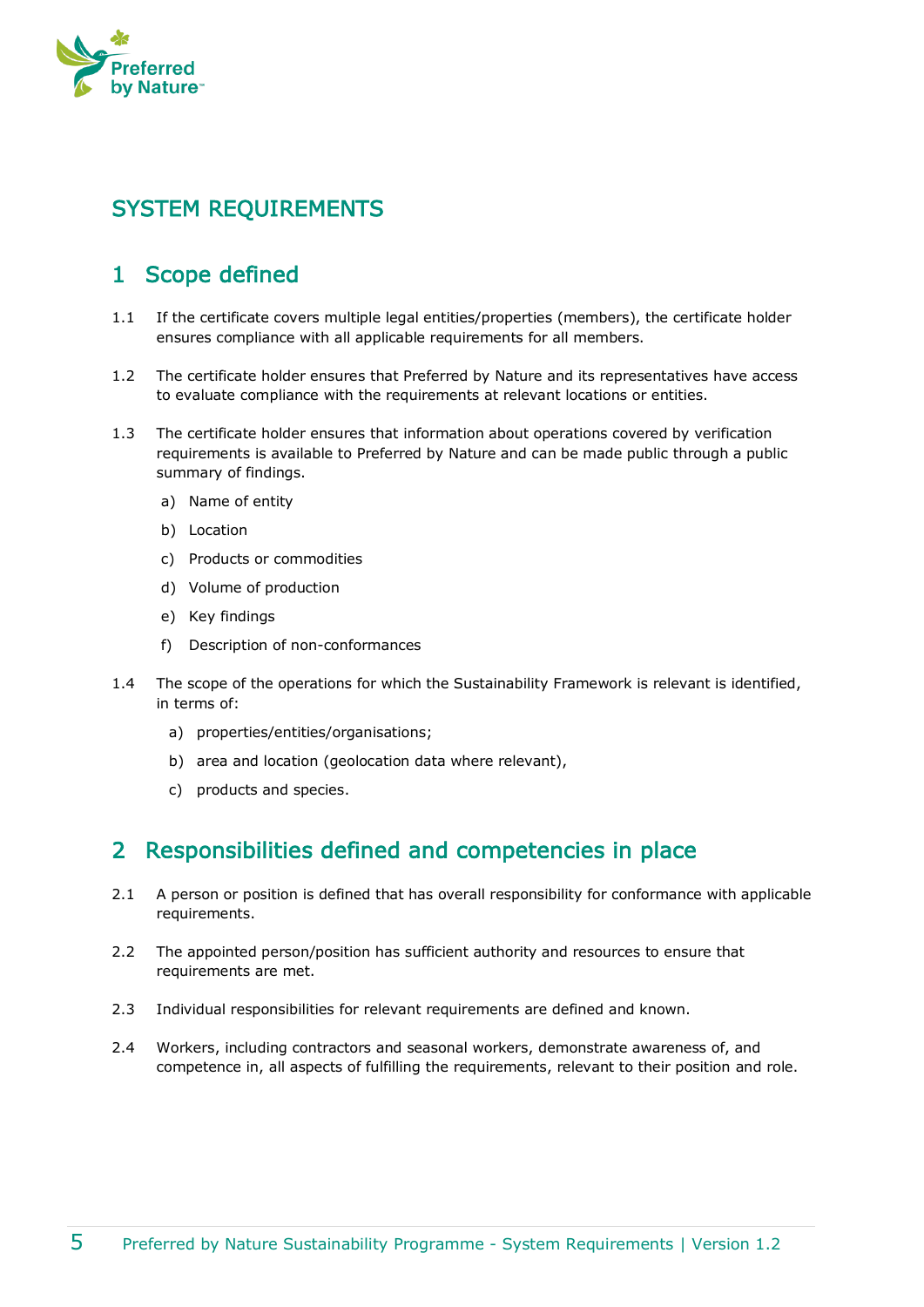# SYSTEM REQUIREMENTS

## 1 Scope defined

1.1 If the certificate covers multiple legal entities/properties (members), the certificate holder ensures compliance with all applicable requirements for all members.

1.2 The certificate holder ensures that Preferred by Nature and its representatives have access to evaluate compliance with the requirements at relevant locations or entities.

1.3 The certificate holder ensures that information about operations covered by verification requirements is available to Preferred by Nature and can be made public through a public summary of findings.

a) Name of entity

b) Location

c) Products or commodities

d) Volume of production

e) Key findings

f) Description of non-conformances

1.4 The scope of the operations for which the Sustainability Framework is relevant is identified, in terms of:

a) properties/entities/organisations;

b) area and location (geolocation data where relevant),

c) products and species.

## 2 Responsibilities defined and competencies in place

2.1 A person or position is defined that has overall responsibility for conformance with applicable requirements.

2.2 The appointed person/position has sufficient authority and resources to ensure that requirements are met.

2.3 Individual responsibilities for relevant requirements are defined and known.

2.4 Workers, including contractors and seasonal workers, demonstrate awareness of, and competence in, all aspects of fulfilling the requirements, relevant to their position and role.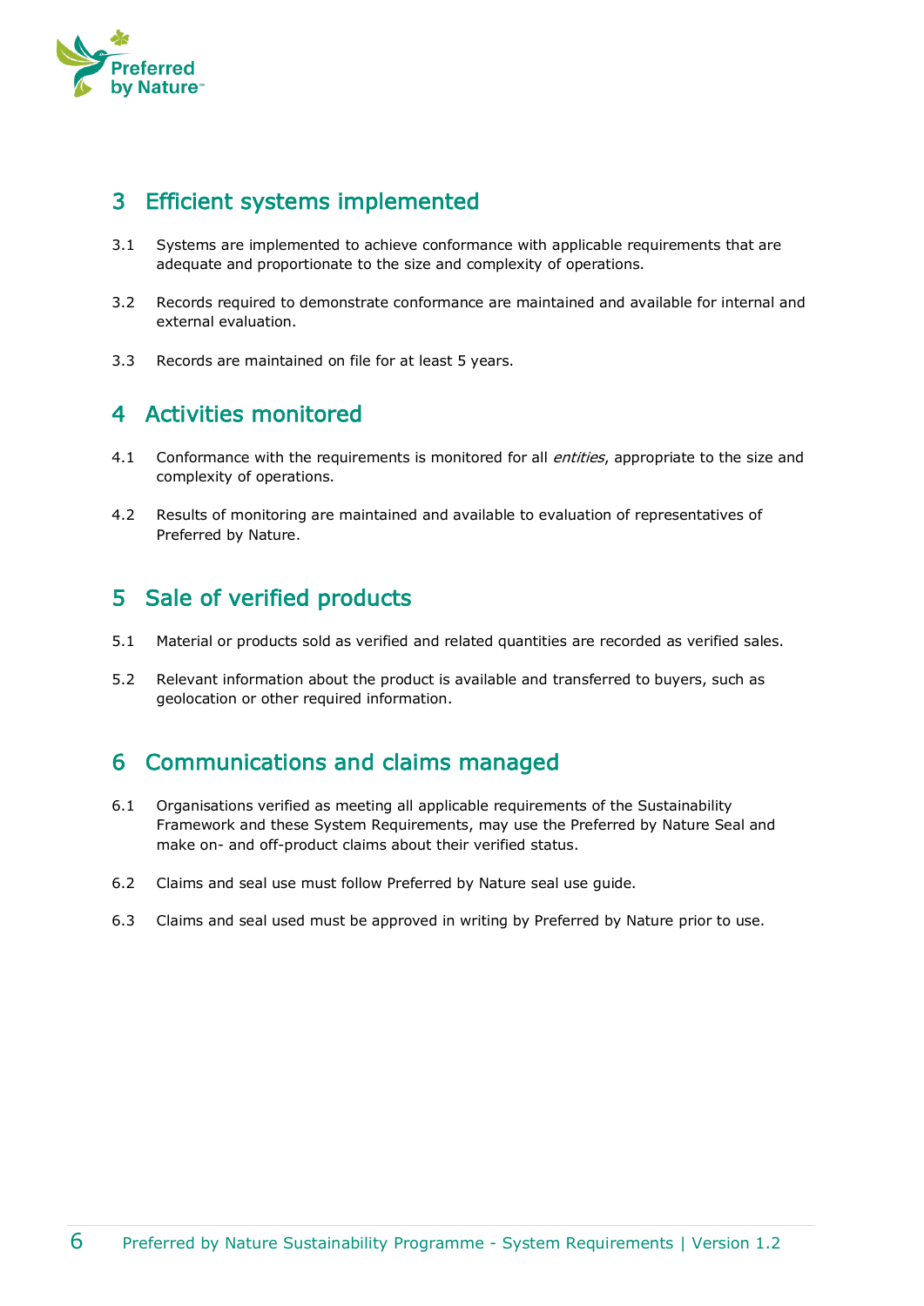## 3 Efficient systems implemented

3.1 Systems are implemented to achieve conformance with applicable requirements that are adequate and proportionate to the size and complexity of operations.

3.2 Records required to demonstrate conformance are maintained and available for internal and external evaluation.

3.3 Records are maintained on file for at least 5 years.

## 4 Activities monitored

4.1 Conformance with the requirements is monitored for all *entities*, appropriate to the size and complexity of operations.

4.2 Results of monitoring are maintained and available to evaluation of representatives of Preferred by Nature.

## 5 Sale of verified products

5.1 Material or products sold as verified and related quantities are recorded as verified sales.

5.2 Relevant information about the product is available and transferred to buyers, such as geolocation or other required information.

## 6 Communications and claims managed

6.1 Organisations verified as meeting all applicable requirements of the Sustainability Framework and these System Requirements, may use the Preferred by Nature Seal and make on- and off-product claims about their verified status.

6.2 Claims and seal use must follow Preferred by Nature seal use guide.

6.3 Claims and seal used must be approved in writing by Preferred by Nature prior to use.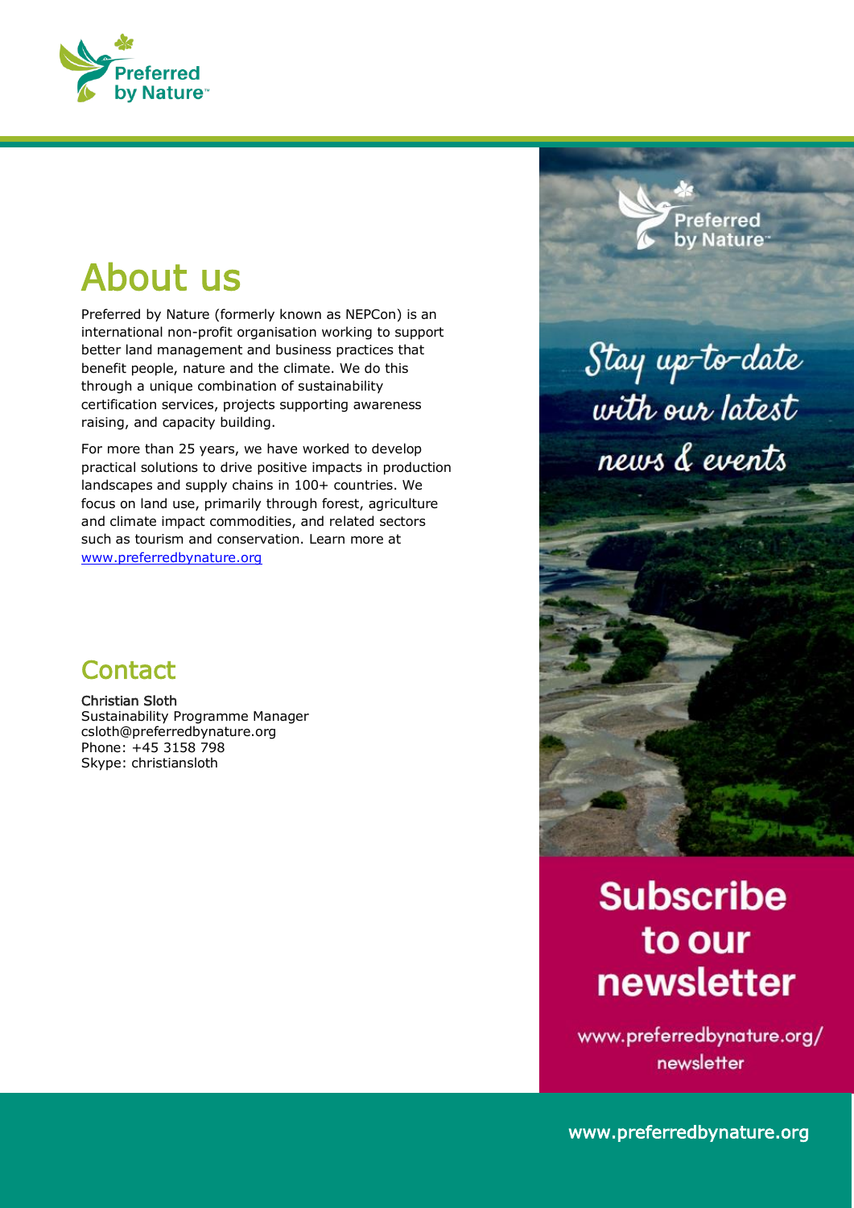# About us

Preferred by Nature (formerly known as NEPCon) is an international non-profit organisation working to support better land management and business practices that benefit people, nature and the climate. We do this through a unique combination of sustainability certification services, projects supporting awareness raising, and capacity building.

For more than 25 years, we have worked to develop practical solutions to drive positive impacts in production landscapes and supply chains in 100+ countries. We focus on land use, primarily through forest, agriculture and climate impact commodities, and related sectors such as tourism and conservation. Learn more at [www.preferredbynature.org](www.preferredbynature.org)

## Contact

**Christian Sloth**
Sustainability Programme Manager
csloth@preferredbynature.org
Phone: +45 3158 798
Skype: christiansloth

Stay up-to-date with our latest news & events

**Subscribe to our newsletter**

www.preferredbynature.org/newsletter

www.preferredbynature.org